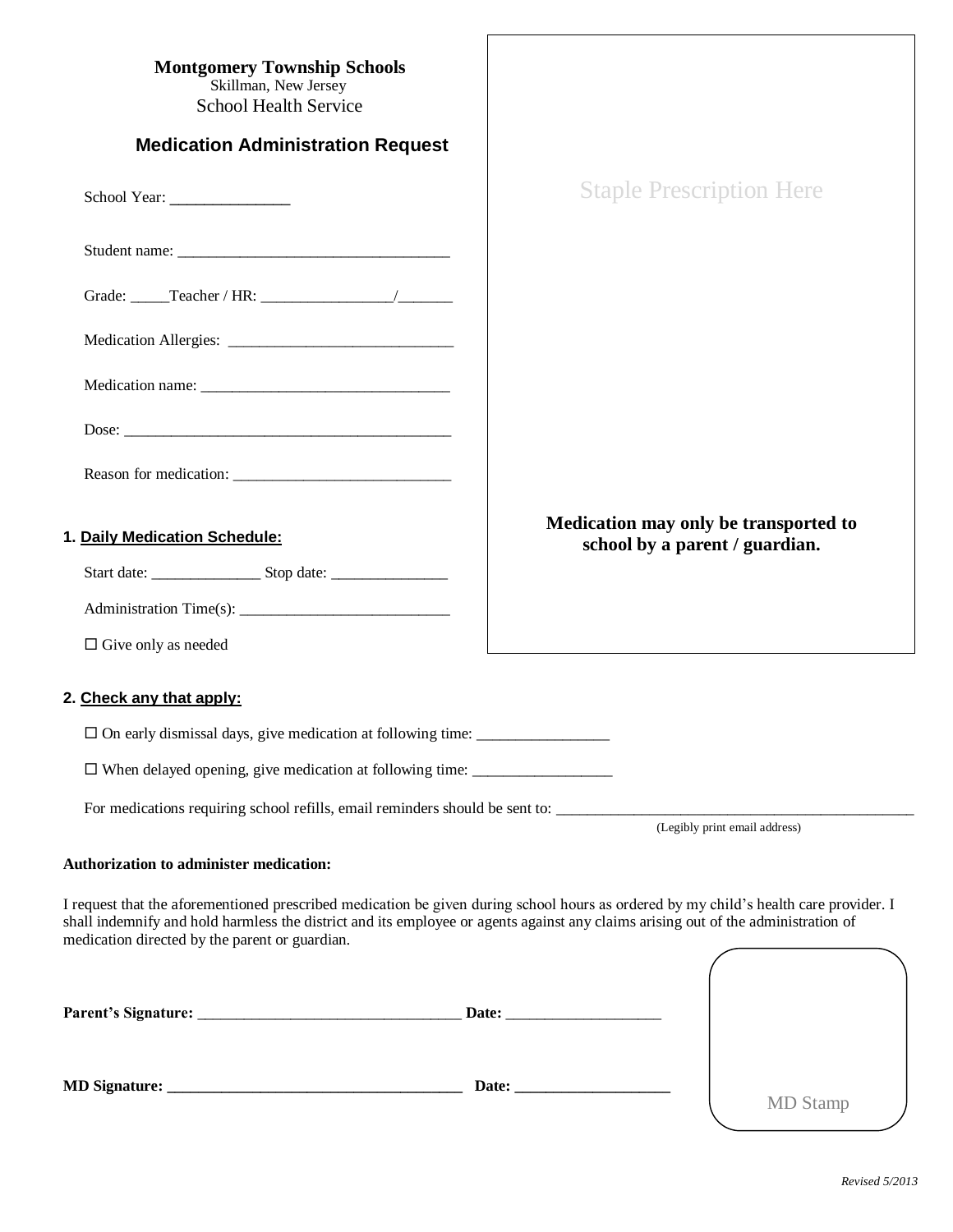**Montgomery Township Schools**
Skillman, New Jersey
School Health Service

## Medication Administration Request

School Year: _______________

Student name: ___________________________________

Grade: _____Teacher / HR: _________________/_______

Medication Allergies: _____________________________

Medication name: ________________________________

Dose: ___________________________________________

Reason for medication: ____________________________

Staple Prescription Here

**Medication may only be transported to school by a parent / guardian.**

### 1. Daily Medication Schedule:

Start date: ______________ Stop date: _______________

Administration Time(s): ___________________________

☐ Give only as needed

### 2. Check any that apply:

☐ On early dismissal days, give medication at following time: _________________

☐ When delayed opening, give medication at following time: __________________

For medications requiring school refills, email reminders should be sent to: ________________________________________________
(Legibly print email address)

**Authorization to administer medication:**

I request that the aforementioned prescribed medication be given during school hours as ordered by my child's health care provider. I shall indemnify and hold harmless the district and its employee or agents against any claims arising out of the administration of medication directed by the parent or guardian.

**Parent's Signature:** ___________________________________ **Date:** ____________________

**MD Signature:** _______________________________________ **Date:** ____________________

MD Stamp

*Revised 5/2013*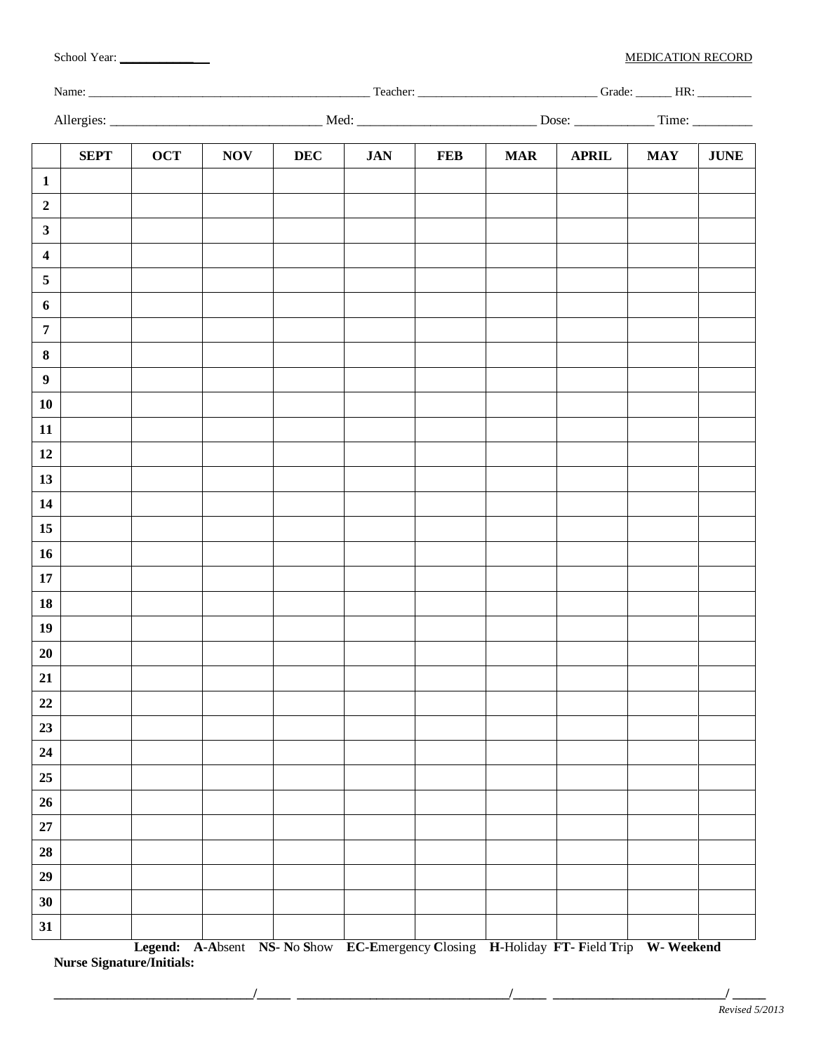School Year: ____________

MEDICATION RECORD

Name: _______________________________________________ Teacher: ______________________________ Grade: ______ HR: _________

Allergies: _________________________________ Med: ___________________________ Dose: ____________ Time: _________

| | **SEPT** | **OCT** | **NOV** | **DEC** | **JAN** | **FEB** | **MAR** | **APRIL** | **MAY** | **JUNE** |
|---|---|---|---|---|---|---|---|---|---|---|
| **1** | | | | | | | | | | |
| **2** | | | | | | | | | | |
| **3** | | | | | | | | | | |
| **4** | | | | | | | | | | |
| **5** | | | | | | | | | | |
| **6** | | | | | | | | | | |
| **7** | | | | | | | | | | |
| **8** | | | | | | | | | | |
| **9** | | | | | | | | | | |
| **10** | | | | | | | | | | |
| **11** | | | | | | | | | | |
| **12** | | | | | | | | | | |
| **13** | | | | | | | | | | |
| **14** | | | | | | | | | | |
| **15** | | | | | | | | | | |
| **16** | | | | | | | | | | |
| **17** | | | | | | | | | | |
| **18** | | | | | | | | | | |
| **19** | | | | | | | | | | |
| **20** | | | | | | | | | | |
| **21** | | | | | | | | | | |
| **22** | | | | | | | | | | |
| **23** | | | | | | | | | | |
| **24** | | | | | | | | | | |
| **25** | | | | | | | | | | |
| **26** | | | | | | | | | | |
| **27** | | | | | | | | | | |
| **28** | | | | | | | | | | |
| **29** | | | | | | | | | | |
| **30** | | | | | | | | | | |
| **31** | | | | | | | | | | |

**Legend:** **A-A**bsent **NS- N**o **S**how **EC-E**mergency **C**losing **H**-Holiday **FT- F**ield **T**rip **W- Weekend**

**Nurse Signature/Initials:**

______________________________/_____ ________________________________/_____ __________________________/_____

*Revised 5/2013*